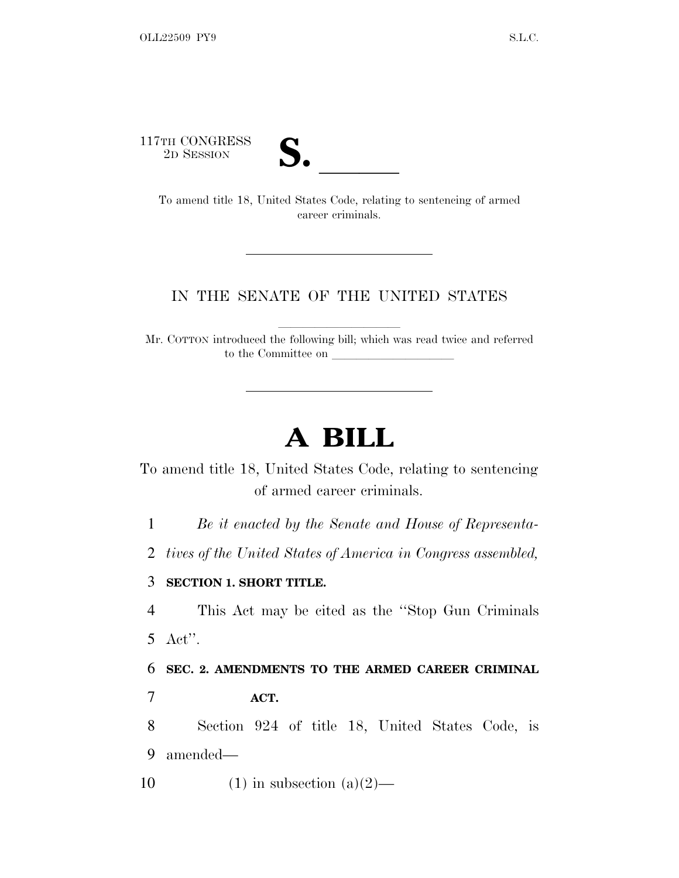117TH CONGRESS
2D SESSION

# S. \_\_\_\_\_\_

To amend title 18, United States Code, relating to sentencing of armed career criminals.

---

IN THE SENATE OF THE UNITED STATES

Mr. COTTON introduced the following bill; which was read twice and referred to the Committee on \_\_\_\_\_\_\_\_\_\_\_\_\_\_\_\_\_\_\_\_

---

# A BILL

To amend title 18, United States Code, relating to sentencing of armed career criminals.

1 *Be it enacted by the Senate and House of Representa-*
2 *tives of the United States of America in Congress assembled,*

3 **SECTION 1. SHORT TITLE.**

4 This Act may be cited as the "Stop Gun Criminals
5 Act".

6 **SEC. 2. AMENDMENTS TO THE ARMED CAREER CRIMINAL**
7 **ACT.**

8 Section 924 of title 18, United States Code, is
9 amended—

10 (1) in subsection (a)(2)—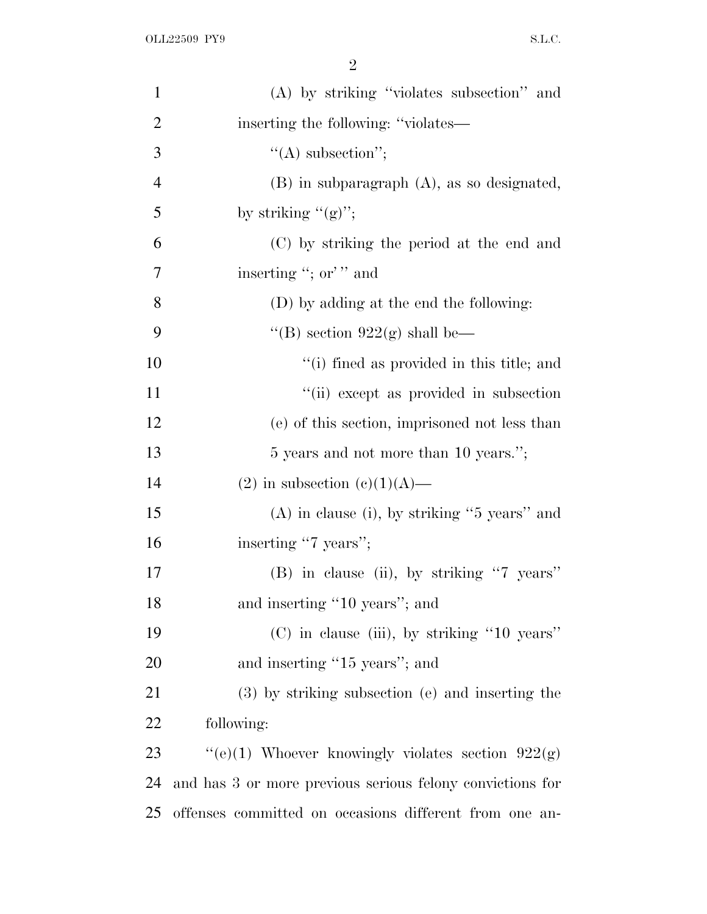(A) by striking "violates subsection" and inserting the following: "violates—

"(A) subsection";

(B) in subparagraph (A), as so designated, by striking "(g)";

(C) by striking the period at the end and inserting "; or' " and

(D) by adding at the end the following:

"(B) section 922(g) shall be—

"(i) fined as provided in this title; and

"(ii) except as provided in subsection (e) of this section, imprisoned not less than 5 years and not more than 10 years.";

(2) in subsection (c)(1)(A)—

(A) in clause (i), by striking "5 years" and inserting "7 years";

(B) in clause (ii), by striking "7 years" and inserting "10 years"; and

(C) in clause (iii), by striking "10 years" and inserting "15 years"; and

(3) by striking subsection (e) and inserting the following:

"(e)(1) Whoever knowingly violates section 922(g) and has 3 or more previous serious felony convictions for offenses committed on occasions different from one an-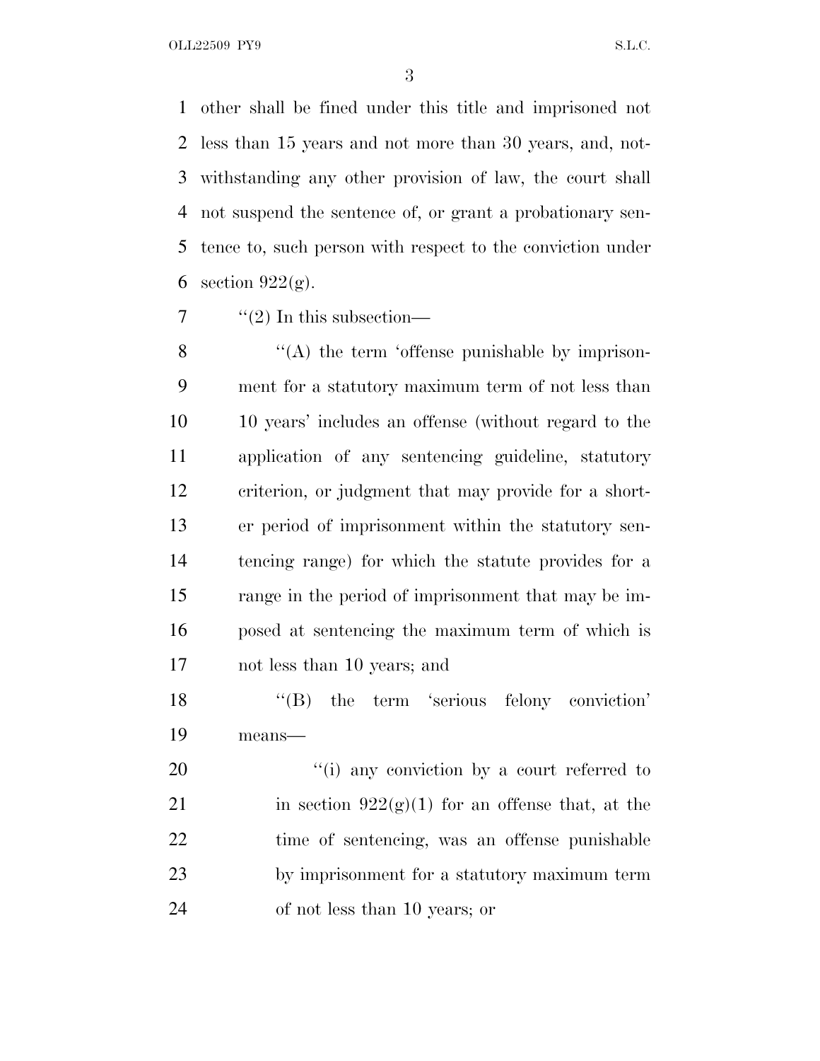other shall be fined under this title and imprisoned not less than 15 years and not more than 30 years, and, notwithstanding any other provision of law, the court shall not suspend the sentence of, or grant a probationary sentence to, such person with respect to the conviction under section 922(g).

''(2) In this subsection—

''(A) the term 'offense punishable by imprisonment for a statutory maximum term of not less than 10 years' includes an offense (without regard to the application of any sentencing guideline, statutory criterion, or judgment that may provide for a shorter period of imprisonment within the statutory sentencing range) for which the statute provides for a range in the period of imprisonment that may be imposed at sentencing the maximum term of which is not less than 10 years; and

''(B) the term 'serious felony conviction' means—

''(i) any conviction by a court referred to in section 922(g)(1) for an offense that, at the time of sentencing, was an offense punishable by imprisonment for a statutory maximum term of not less than 10 years; or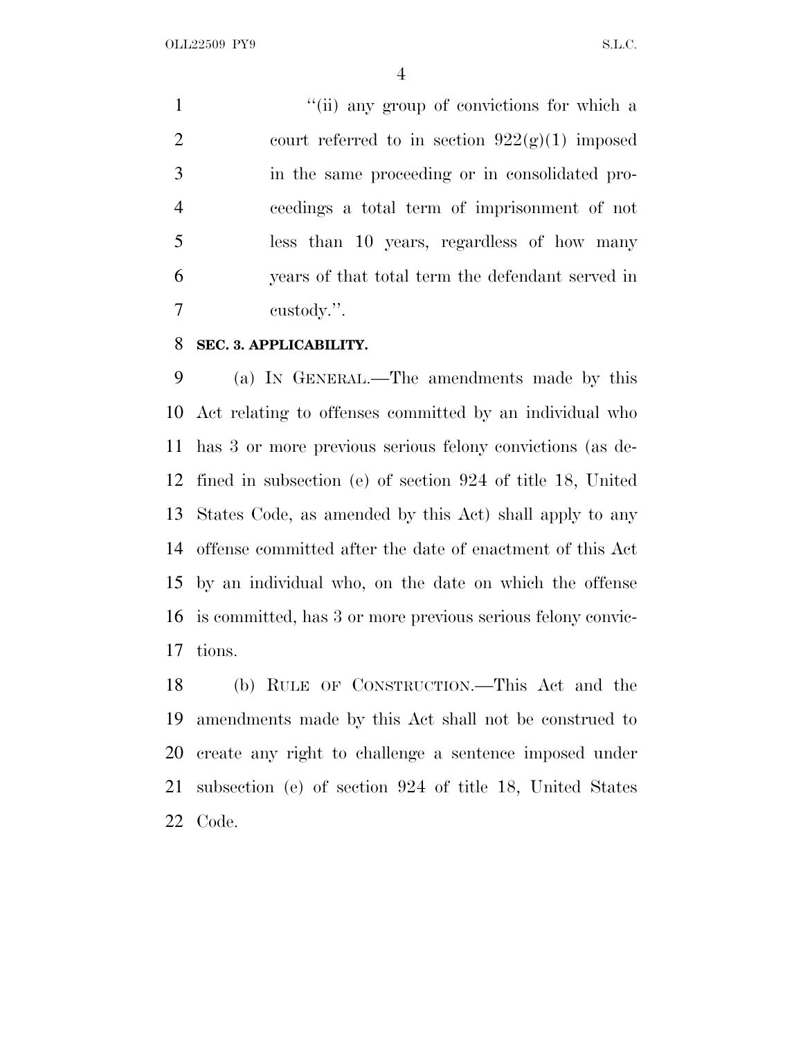"(ii) any group of convictions for which a court referred to in section 922(g)(1) imposed in the same proceeding or in consolidated proceedings a total term of imprisonment of not less than 10 years, regardless of how many years of that total term the defendant served in custody.".

**SEC. 3. APPLICABILITY.**

(a) IN GENERAL.—The amendments made by this Act relating to offenses committed by an individual who has 3 or more previous serious felony convictions (as defined in subsection (e) of section 924 of title 18, United States Code, as amended by this Act) shall apply to any offense committed after the date of enactment of this Act by an individual who, on the date on which the offense is committed, has 3 or more previous serious felony convictions.

(b) RULE OF CONSTRUCTION.—This Act and the amendments made by this Act shall not be construed to create any right to challenge a sentence imposed under subsection (e) of section 924 of title 18, United States Code.